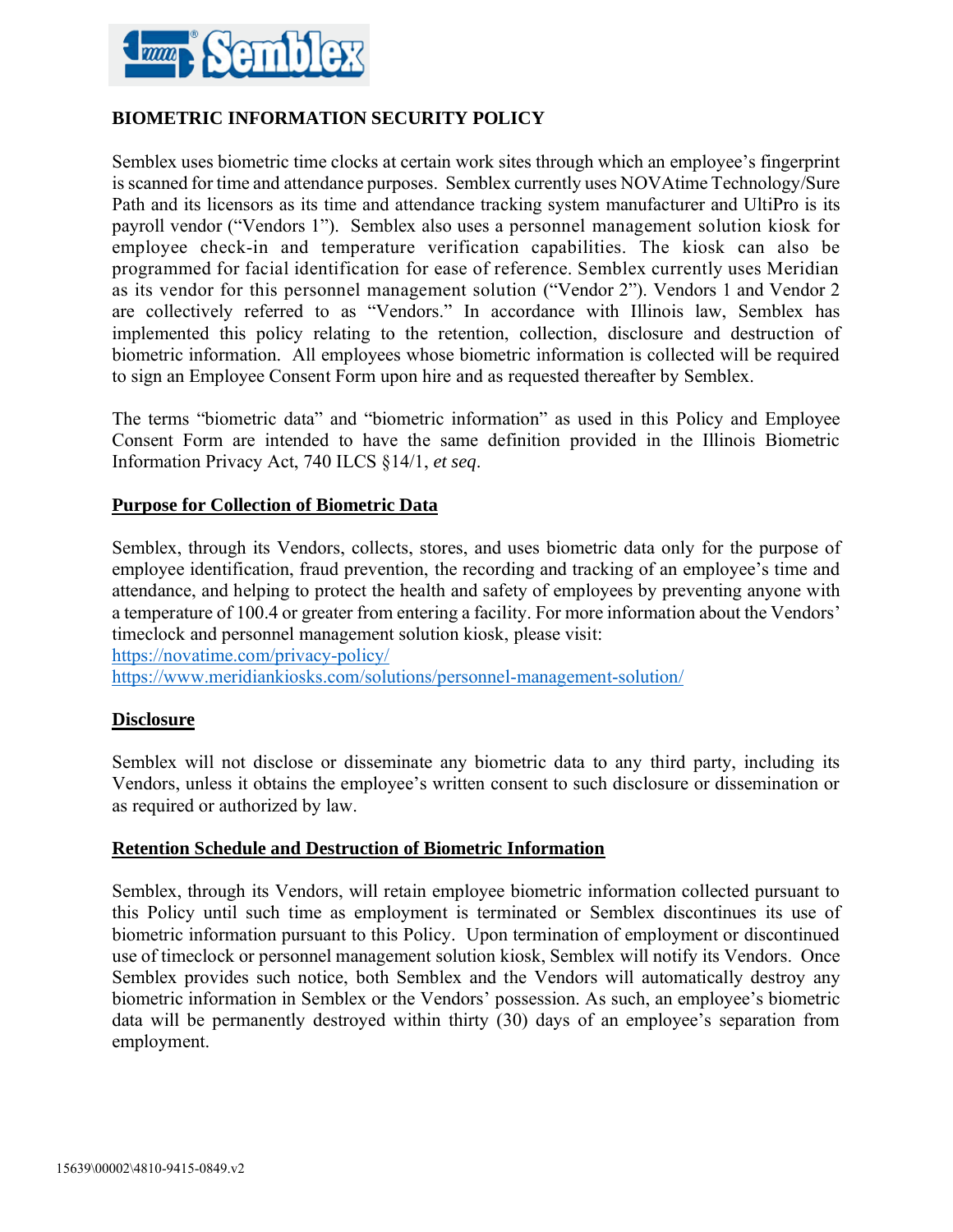# BIOMETRIC INFORMATION SECURITY POLICY

Semblex uses biometric time clocks at certain work sites through which an employee's fingerprint is scanned for time and attendance purposes. Semblex currently uses NOVAtime Technology/Sure Path and its licensors as its time and attendance tracking system manufacturer and UltiPro is its payroll vendor ("Vendors 1"). Semblex also uses a personnel management solution kiosk for employee check-in and temperature verification capabilities. The kiosk can also be programmed for facial identification for ease of reference. Semblex currently uses Meridian as its vendor for this personnel management solution ("Vendor 2"). Vendors 1 and Vendor 2 are collectively referred to as "Vendors." In accordance with Illinois law, Semblex has implemented this policy relating to the retention, collection, disclosure and destruction of biometric information. All employees whose biometric information is collected will be required to sign an Employee Consent Form upon hire and as requested thereafter by Semblex.

The terms "biometric data" and "biometric information" as used in this Policy and Employee Consent Form are intended to have the same definition provided in the Illinois Biometric Information Privacy Act, 740 ILCS §14/1, *et seq*.

## Purpose for Collection of Biometric Data

Semblex, through its Vendors, collects, stores, and uses biometric data only for the purpose of employee identification, fraud prevention, the recording and tracking of an employee's time and attendance, and helping to protect the health and safety of employees by preventing anyone with a temperature of 100.4 or greater from entering a facility. For more information about the Vendors' timeclock and personnel management solution kiosk, please visit:
https://novatime.com/privacy-policy/
https://www.meridiankiosks.com/solutions/personnel-management-solution/

## Disclosure

Semblex will not disclose or disseminate any biometric data to any third party, including its Vendors, unless it obtains the employee's written consent to such disclosure or dissemination or as required or authorized by law.

## Retention Schedule and Destruction of Biometric Information

Semblex, through its Vendors, will retain employee biometric information collected pursuant to this Policy until such time as employment is terminated or Semblex discontinues its use of biometric information pursuant to this Policy. Upon termination of employment or discontinued use of timeclock or personnel management solution kiosk, Semblex will notify its Vendors. Once Semblex provides such notice, both Semblex and the Vendors will automatically destroy any biometric information in Semblex or the Vendors' possession. As such, an employee's biometric data will be permanently destroyed within thirty (30) days of an employee's separation from employment.

15639\00002\4810-9415-0849.v2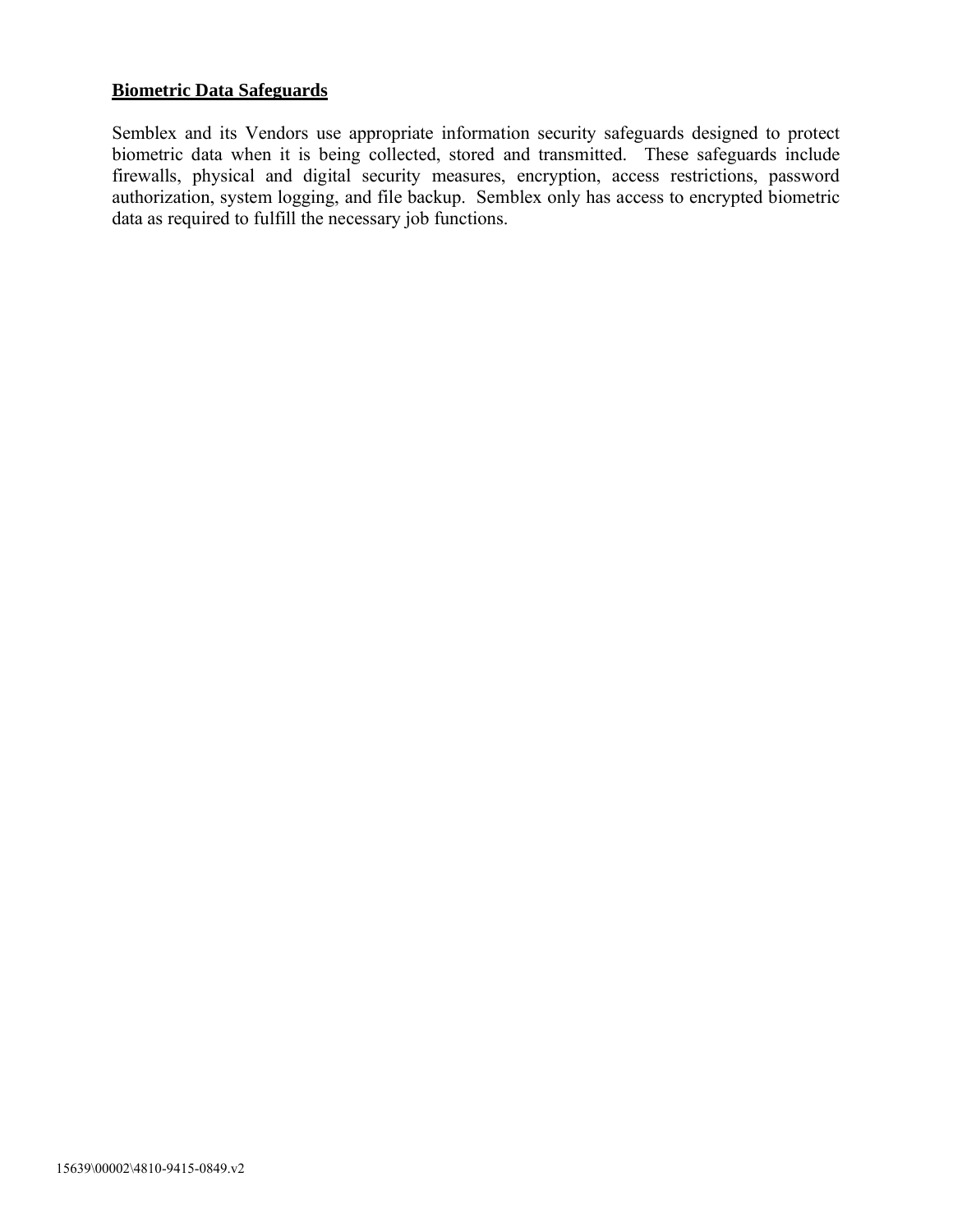## Biometric Data Safeguards

Semblex and its Vendors use appropriate information security safeguards designed to protect biometric data when it is being collected, stored and transmitted. These safeguards include firewalls, physical and digital security measures, encryption, access restrictions, password authorization, system logging, and file backup. Semblex only has access to encrypted biometric data as required to fulfill the necessary job functions.

15639\00002\4810-9415-0849.v2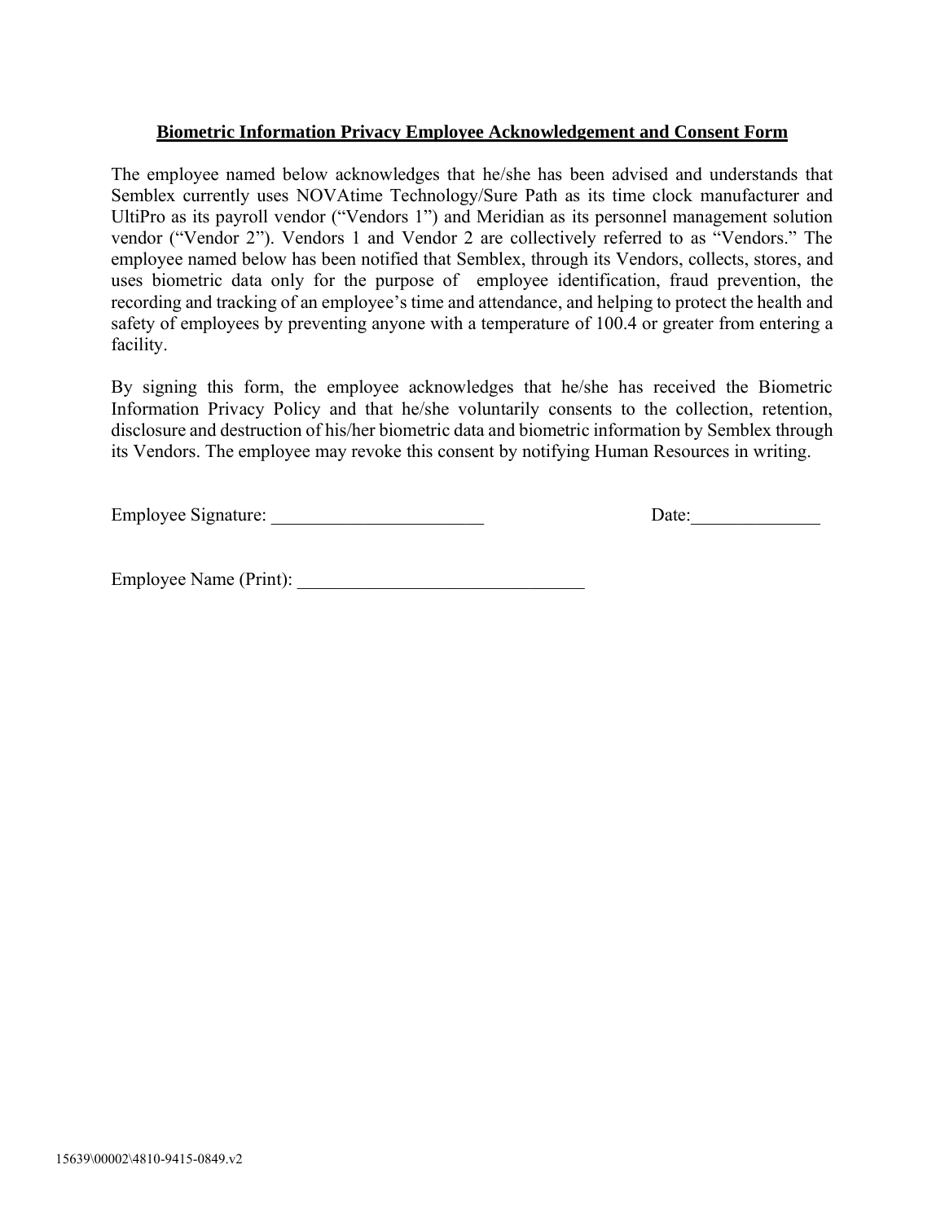**Biometric Information Privacy Employee Acknowledgement and Consent Form**

The employee named below acknowledges that he/she has been advised and understands that Semblex currently uses NOVAtime Technology/Sure Path as its time clock manufacturer and UltiPro as its payroll vendor ("Vendors 1") and Meridian as its personnel management solution vendor ("Vendor 2"). Vendors 1 and Vendor 2 are collectively referred to as "Vendors." The employee named below has been notified that Semblex, through its Vendors, collects, stores, and uses biometric data only for the purpose of employee identification, fraud prevention, the recording and tracking of an employee's time and attendance, and helping to protect the health and safety of employees by preventing anyone with a temperature of 100.4 or greater from entering a facility.

By signing this form, the employee acknowledges that he/she has received the Biometric Information Privacy Policy and that he/she voluntarily consents to the collection, retention, disclosure and destruction of his/her biometric data and biometric information by Semblex through its Vendors. The employee may revoke this consent by notifying Human Resources in writing.

Employee Signature: _______________________ Date:______________

Employee Name (Print): _______________________________

15639\00002\4810-9415-0849.v2